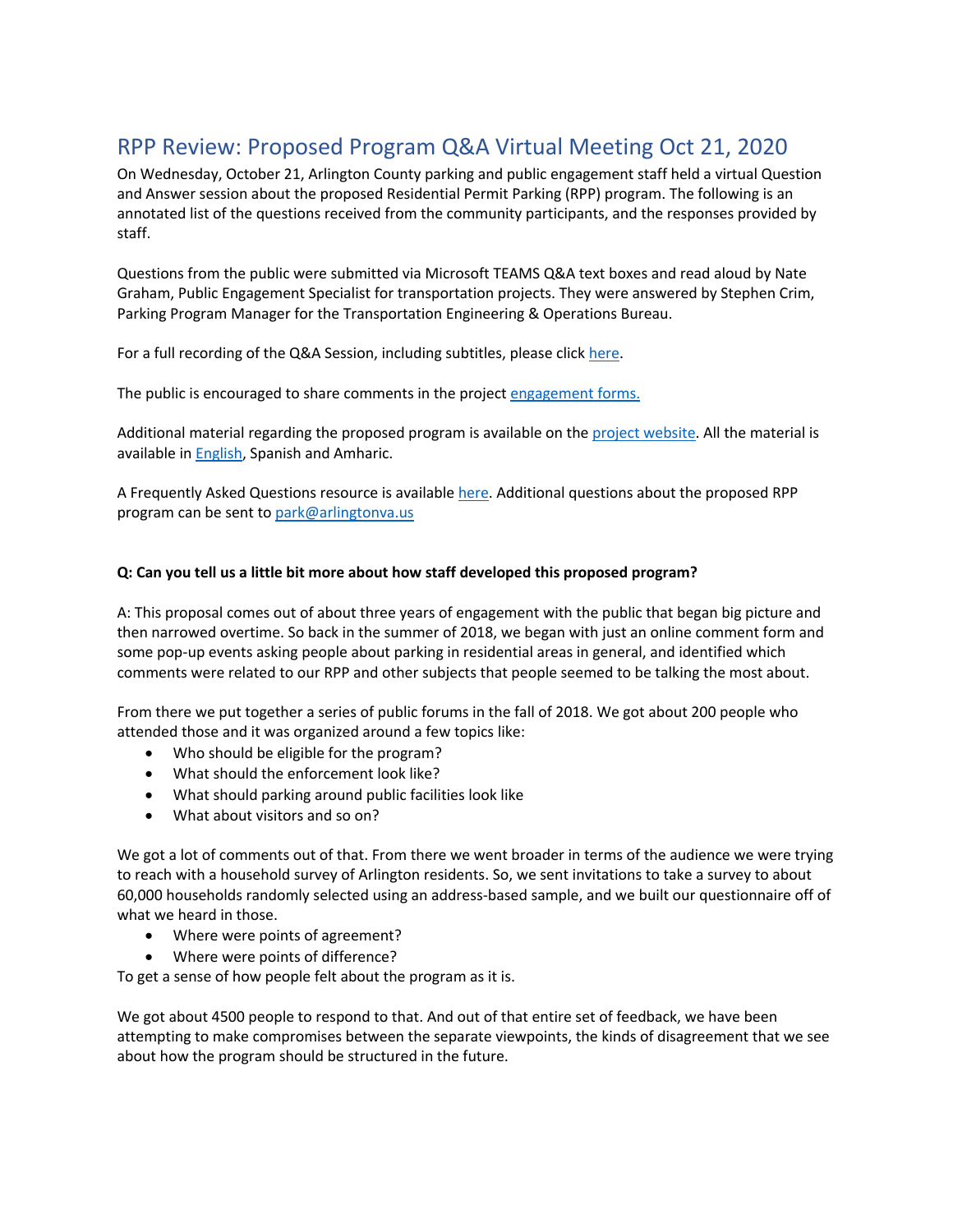# RPP Review: Proposed Program Q&A Virtual Meeting Oct 21, 2020

On Wednesday, October 21, Arlington County parking and public engagement staff held a virtual Question and Answer session about the proposed Residential Permit Parking (RPP) program. The following is an annotated list of the questions received from the community participants, and the responses provided by staff.

Questions from the public were submitted via Microsoft TEAMS Q&A text boxes and read aloud by Nate Graham, Public Engagement Specialist for transportation projects. They were answered by Stephen Crim, Parking Program Manager for the Transportation Engineering & Operations Bureau.

For a full recording of the Q&A Session, including subtitles, please click here.

The public is encouraged to share comments in the project engagement forms.

Additional material regarding the proposed program is available on the project website. All the material is available in English, Spanish and Amharic.

A Frequently Asked Questions resource is available here. Additional questions about the proposed RPP program can be sent to park@arlingtonva.us

**Q: Can you tell us a little bit more about how staff developed this proposed program?**

A: This proposal comes out of about three years of engagement with the public that began big picture and then narrowed overtime. So back in the summer of 2018, we began with just an online comment form and some pop-up events asking people about parking in residential areas in general, and identified which comments were related to our RPP and other subjects that people seemed to be talking the most about.

From there we put together a series of public forums in the fall of 2018. We got about 200 people who attended those and it was organized around a few topics like:

- Who should be eligible for the program?
- What should the enforcement look like?
- What should parking around public facilities look like
- What about visitors and so on?

We got a lot of comments out of that. From there we went broader in terms of the audience we were trying to reach with a household survey of Arlington residents. So, we sent invitations to take a survey to about 60,000 households randomly selected using an address-based sample, and we built our questionnaire off of what we heard in those.

- Where were points of agreement?
- Where were points of difference?

To get a sense of how people felt about the program as it is.

We got about 4500 people to respond to that. And out of that entire set of feedback, we have been attempting to make compromises between the separate viewpoints, the kinds of disagreement that we see about how the program should be structured in the future.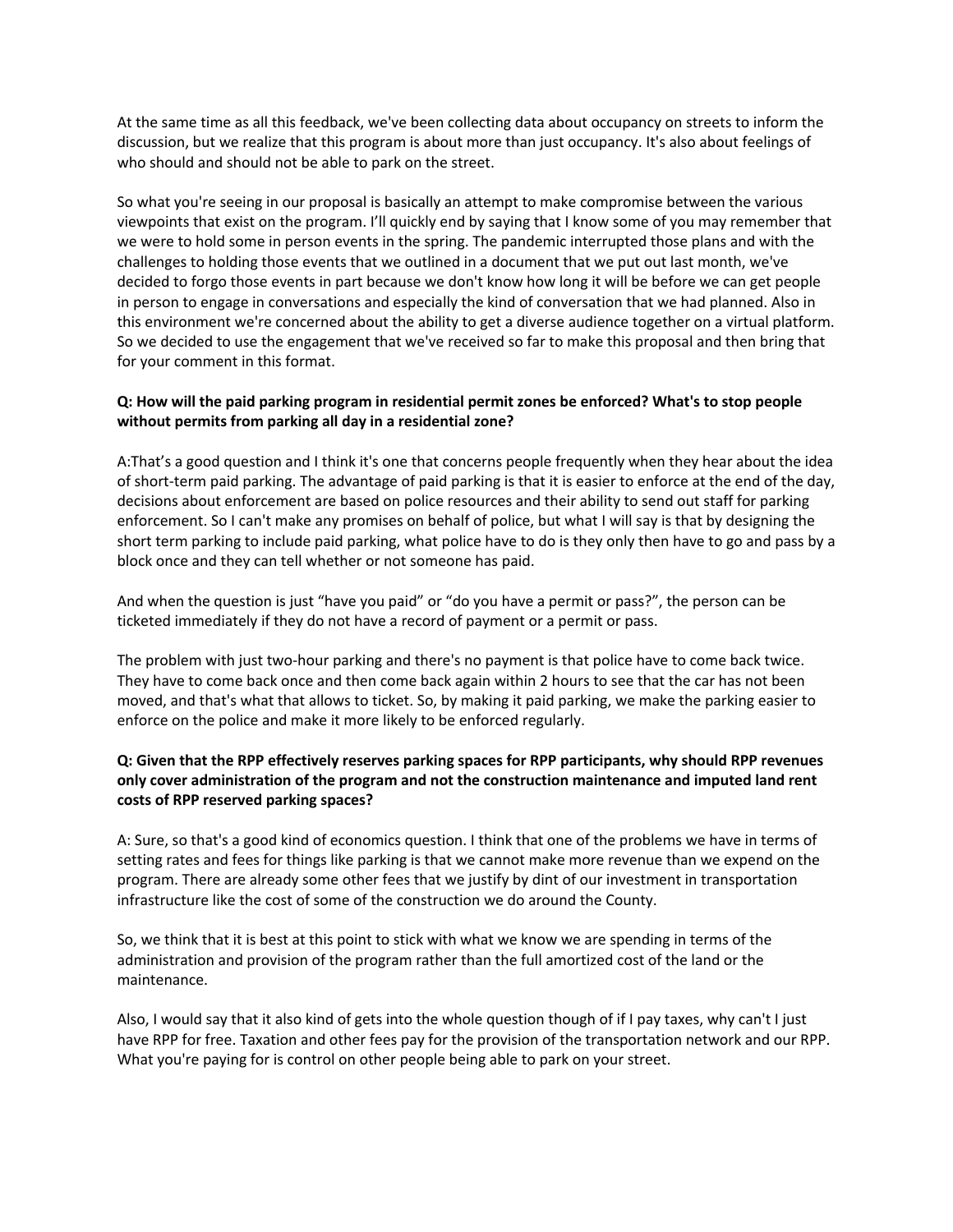At the same time as all this feedback, we've been collecting data about occupancy on streets to inform the discussion, but we realize that this program is about more than just occupancy. It's also about feelings of who should and should not be able to park on the street.

So what you're seeing in our proposal is basically an attempt to make compromise between the various viewpoints that exist on the program. I'll quickly end by saying that I know some of you may remember that we were to hold some in person events in the spring. The pandemic interrupted those plans and with the challenges to holding those events that we outlined in a document that we put out last month, we've decided to forgo those events in part because we don't know how long it will be before we can get people in person to engage in conversations and especially the kind of conversation that we had planned. Also in this environment we're concerned about the ability to get a diverse audience together on a virtual platform. So we decided to use the engagement that we've received so far to make this proposal and then bring that for your comment in this format.

**Q: How will the paid parking program in residential permit zones be enforced? What's to stop people without permits from parking all day in a residential zone?**

A:That's a good question and I think it's one that concerns people frequently when they hear about the idea of short-term paid parking. The advantage of paid parking is that it is easier to enforce at the end of the day, decisions about enforcement are based on police resources and their ability to send out staff for parking enforcement. So I can't make any promises on behalf of police, but what I will say is that by designing the short term parking to include paid parking, what police have to do is they only then have to go and pass by a block once and they can tell whether or not someone has paid.

And when the question is just "have you paid" or "do you have a permit or pass?", the person can be ticketed immediately if they do not have a record of payment or a permit or pass.

The problem with just two-hour parking and there's no payment is that police have to come back twice. They have to come back once and then come back again within 2 hours to see that the car has not been moved, and that's what that allows to ticket. So, by making it paid parking, we make the parking easier to enforce on the police and make it more likely to be enforced regularly.

**Q: Given that the RPP effectively reserves parking spaces for RPP participants, why should RPP revenues only cover administration of the program and not the construction maintenance and imputed land rent costs of RPP reserved parking spaces?**

A: Sure, so that's a good kind of economics question. I think that one of the problems we have in terms of setting rates and fees for things like parking is that we cannot make more revenue than we expend on the program. There are already some other fees that we justify by dint of our investment in transportation infrastructure like the cost of some of the construction we do around the County.

So, we think that it is best at this point to stick with what we know we are spending in terms of the administration and provision of the program rather than the full amortized cost of the land or the maintenance.

Also, I would say that it also kind of gets into the whole question though of if I pay taxes, why can't I just have RPP for free. Taxation and other fees pay for the provision of the transportation network and our RPP. What you're paying for is control on other people being able to park on your street.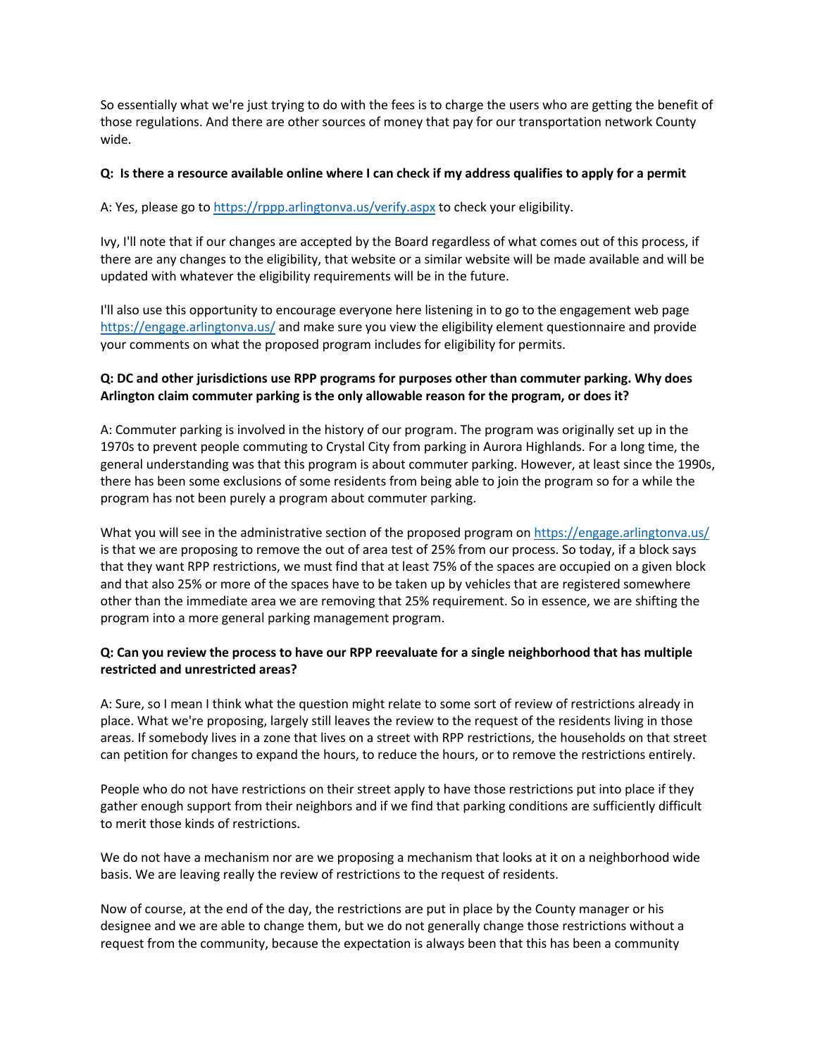So essentially what we're just trying to do with the fees is to charge the users who are getting the benefit of those regulations. And there are other sources of money that pay for our transportation network County wide.

**Q: Is there a resource available online where I can check if my address qualifies to apply for a permit**

A: Yes, please go to https://rppp.arlingtonva.us/verify.aspx to check your eligibility.

Ivy, I'll note that if our changes are accepted by the Board regardless of what comes out of this process, if there are any changes to the eligibility, that website or a similar website will be made available and will be updated with whatever the eligibility requirements will be in the future.

I'll also use this opportunity to encourage everyone here listening in to go to the engagement web page https://engage.arlingtonva.us/ and make sure you view the eligibility element questionnaire and provide your comments on what the proposed program includes for eligibility for permits.

**Q: DC and other jurisdictions use RPP programs for purposes other than commuter parking. Why does Arlington claim commuter parking is the only allowable reason for the program, or does it?**

A: Commuter parking is involved in the history of our program. The program was originally set up in the 1970s to prevent people commuting to Crystal City from parking in Aurora Highlands. For a long time, the general understanding was that this program is about commuter parking. However, at least since the 1990s, there has been some exclusions of some residents from being able to join the program so for a while the program has not been purely a program about commuter parking.

What you will see in the administrative section of the proposed program on https://engage.arlingtonva.us/ is that we are proposing to remove the out of area test of 25% from our process. So today, if a block says that they want RPP restrictions, we must find that at least 75% of the spaces are occupied on a given block and that also 25% or more of the spaces have to be taken up by vehicles that are registered somewhere other than the immediate area we are removing that 25% requirement. So in essence, we are shifting the program into a more general parking management program.

**Q: Can you review the process to have our RPP reevaluate for a single neighborhood that has multiple restricted and unrestricted areas?**

A: Sure, so I mean I think what the question might relate to some sort of review of restrictions already in place. What we're proposing, largely still leaves the review to the request of the residents living in those areas. If somebody lives in a zone that lives on a street with RPP restrictions, the households on that street can petition for changes to expand the hours, to reduce the hours, or to remove the restrictions entirely.

People who do not have restrictions on their street apply to have those restrictions put into place if they gather enough support from their neighbors and if we find that parking conditions are sufficiently difficult to merit those kinds of restrictions.

We do not have a mechanism nor are we proposing a mechanism that looks at it on a neighborhood wide basis. We are leaving really the review of restrictions to the request of residents.

Now of course, at the end of the day, the restrictions are put in place by the County manager or his designee and we are able to change them, but we do not generally change those restrictions without a request from the community, because the expectation is always been that this has been a community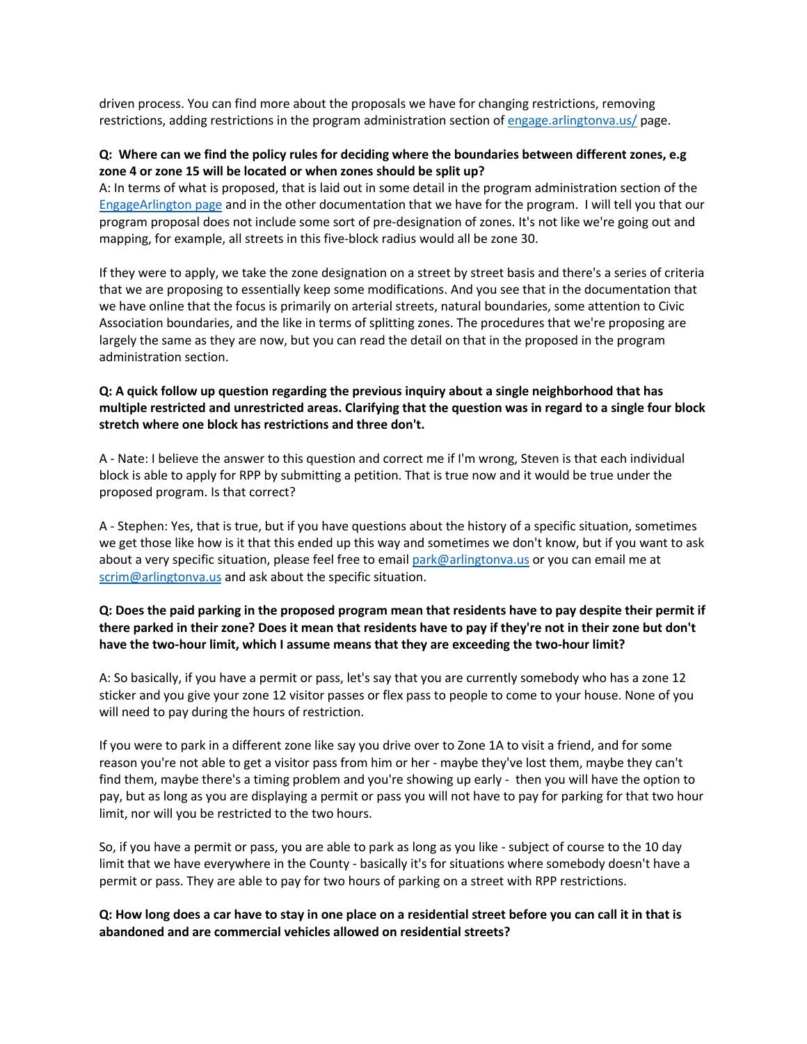driven process. You can find more about the proposals we have for changing restrictions, removing restrictions, adding restrictions in the program administration section of [engage.arlingtonva.us/](engage.arlingtonva.us/) page.

**Q: Where can we find the policy rules for deciding where the boundaries between different zones, e.g zone 4 or zone 15 will be located or when zones should be split up?**

A: In terms of what is proposed, that is laid out in some detail in the program administration section of the [EngageArlington page](EngageArlington page) and in the other documentation that we have for the program. I will tell you that our program proposal does not include some sort of pre-designation of zones. It's not like we're going out and mapping, for example, all streets in this five-block radius would all be zone 30.

If they were to apply, we take the zone designation on a street by street basis and there's a series of criteria that we are proposing to essentially keep some modifications. And you see that in the documentation that we have online that the focus is primarily on arterial streets, natural boundaries, some attention to Civic Association boundaries, and the like in terms of splitting zones. The procedures that we're proposing are largely the same as they are now, but you can read the detail on that in the proposed in the program administration section.

**Q: A quick follow up question regarding the previous inquiry about a single neighborhood that has multiple restricted and unrestricted areas. Clarifying that the question was in regard to a single four block stretch where one block has restrictions and three don't.**

A - Nate: I believe the answer to this question and correct me if I'm wrong, Steven is that each individual block is able to apply for RPP by submitting a petition. That is true now and it would be true under the proposed program. Is that correct?

A - Stephen: Yes, that is true, but if you have questions about the history of a specific situation, sometimes we get those like how is it that this ended up this way and sometimes we don't know, but if you want to ask about a very specific situation, please feel free to email [park@arlingtonva.us](mailto:park@arlingtonva.us) or you can email me at [scrim@arlingtonva.us](mailto:scrim@arlingtonva.us) and ask about the specific situation.

**Q: Does the paid parking in the proposed program mean that residents have to pay despite their permit if there parked in their zone? Does it mean that residents have to pay if they're not in their zone but don't have the two-hour limit, which I assume means that they are exceeding the two-hour limit?**

A: So basically, if you have a permit or pass, let's say that you are currently somebody who has a zone 12 sticker and you give your zone 12 visitor passes or flex pass to people to come to your house. None of you will need to pay during the hours of restriction.

If you were to park in a different zone like say you drive over to Zone 1A to visit a friend, and for some reason you're not able to get a visitor pass from him or her - maybe they've lost them, maybe they can't find them, maybe there's a timing problem and you're showing up early - then you will have the option to pay, but as long as you are displaying a permit or pass you will not have to pay for parking for that two hour limit, nor will you be restricted to the two hours.

So, if you have a permit or pass, you are able to park as long as you like - subject of course to the 10 day limit that we have everywhere in the County - basically it's for situations where somebody doesn't have a permit or pass. They are able to pay for two hours of parking on a street with RPP restrictions.

**Q: How long does a car have to stay in one place on a residential street before you can call it in that is abandoned and are commercial vehicles allowed on residential streets?**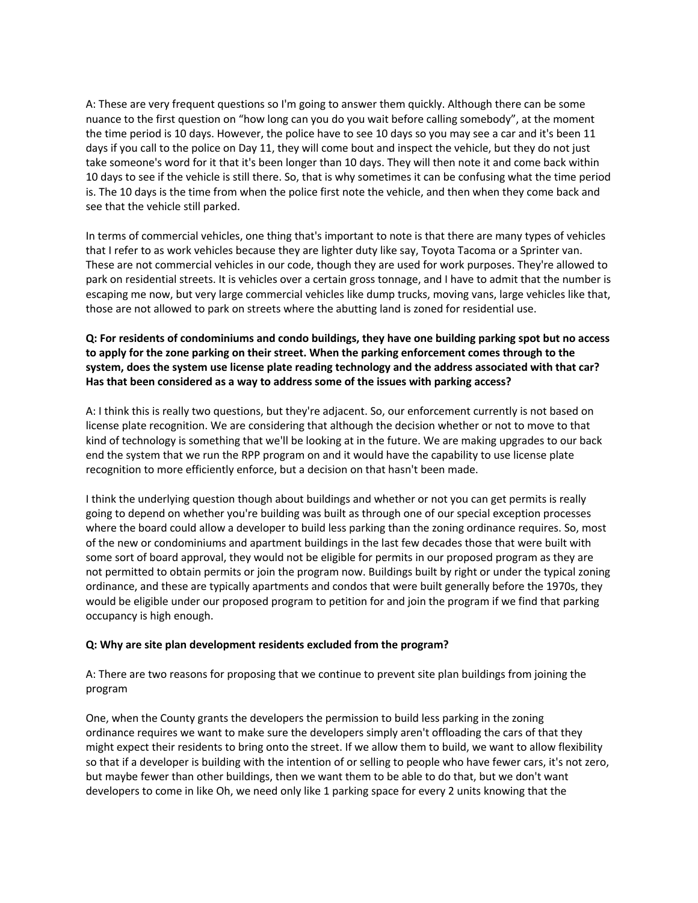A: These are very frequent questions so I'm going to answer them quickly. Although there can be some nuance to the first question on "how long can you do you wait before calling somebody", at the moment the time period is 10 days. However, the police have to see 10 days so you may see a car and it's been 11 days if you call to the police on Day 11, they will come bout and inspect the vehicle, but they do not just take someone's word for it that it's been longer than 10 days. They will then note it and come back within 10 days to see if the vehicle is still there. So, that is why sometimes it can be confusing what the time period is. The 10 days is the time from when the police first note the vehicle, and then when they come back and see that the vehicle still parked.

In terms of commercial vehicles, one thing that's important to note is that there are many types of vehicles that I refer to as work vehicles because they are lighter duty like say, Toyota Tacoma or a Sprinter van. These are not commercial vehicles in our code, though they are used for work purposes. They're allowed to park on residential streets. It is vehicles over a certain gross tonnage, and I have to admit that the number is escaping me now, but very large commercial vehicles like dump trucks, moving vans, large vehicles like that, those are not allowed to park on streets where the abutting land is zoned for residential use.

**Q: For residents of condominiums and condo buildings, they have one building parking spot but no access to apply for the zone parking on their street. When the parking enforcement comes through to the system, does the system use license plate reading technology and the address associated with that car? Has that been considered as a way to address some of the issues with parking access?**

A: I think this is really two questions, but they're adjacent. So, our enforcement currently is not based on license plate recognition. We are considering that although the decision whether or not to move to that kind of technology is something that we'll be looking at in the future. We are making upgrades to our back end the system that we run the RPP program on and it would have the capability to use license plate recognition to more efficiently enforce, but a decision on that hasn't been made.

I think the underlying question though about buildings and whether or not you can get permits is really going to depend on whether you're building was built as through one of our special exception processes where the board could allow a developer to build less parking than the zoning ordinance requires. So, most of the new or condominiums and apartment buildings in the last few decades those that were built with some sort of board approval, they would not be eligible for permits in our proposed program as they are not permitted to obtain permits or join the program now. Buildings built by right or under the typical zoning ordinance, and these are typically apartments and condos that were built generally before the 1970s, they would be eligible under our proposed program to petition for and join the program if we find that parking occupancy is high enough.

**Q: Why are site plan development residents excluded from the program?**

A: There are two reasons for proposing that we continue to prevent site plan buildings from joining the program

One, when the County grants the developers the permission to build less parking in the zoning ordinance requires we want to make sure the developers simply aren't offloading the cars of that they might expect their residents to bring onto the street. If we allow them to build, we want to allow flexibility so that if a developer is building with the intention of or selling to people who have fewer cars, it's not zero, but maybe fewer than other buildings, then we want them to be able to do that, but we don't want developers to come in like Oh, we need only like 1 parking space for every 2 units knowing that the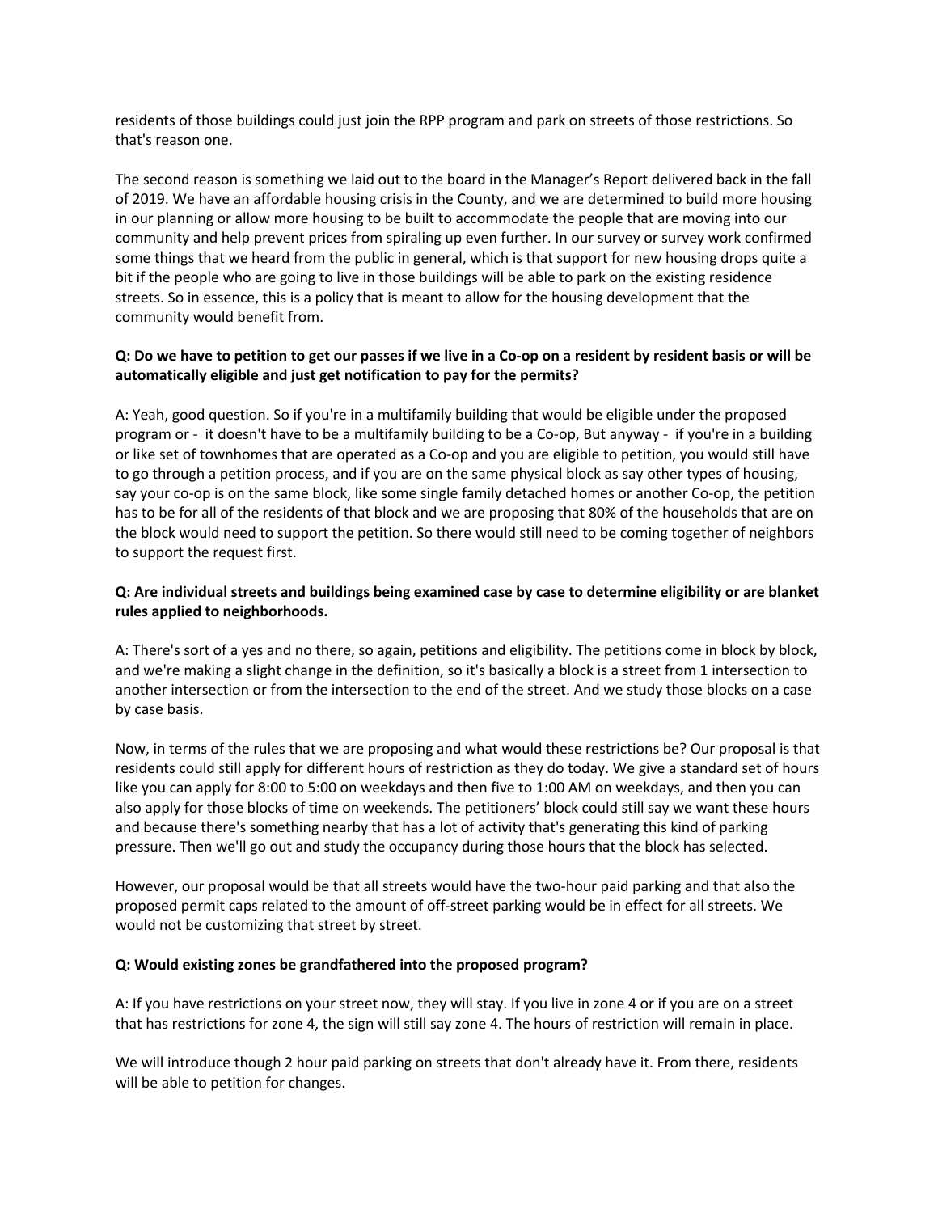residents of those buildings could just join the RPP program and park on streets of those restrictions. So that's reason one.

The second reason is something we laid out to the board in the Manager's Report delivered back in the fall of 2019. We have an affordable housing crisis in the County, and we are determined to build more housing in our planning or allow more housing to be built to accommodate the people that are moving into our community and help prevent prices from spiraling up even further. In our survey or survey work confirmed some things that we heard from the public in general, which is that support for new housing drops quite a bit if the people who are going to live in those buildings will be able to park on the existing residence streets. So in essence, this is a policy that is meant to allow for the housing development that the community would benefit from.

**Q: Do we have to petition to get our passes if we live in a Co-op on a resident by resident basis or will be automatically eligible and just get notification to pay for the permits?**

A: Yeah, good question. So if you're in a multifamily building that would be eligible under the proposed program or - it doesn't have to be a multifamily building to be a Co-op, But anyway - if you're in a building or like set of townhomes that are operated as a Co-op and you are eligible to petition, you would still have to go through a petition process, and if you are on the same physical block as say other types of housing, say your co-op is on the same block, like some single family detached homes or another Co-op, the petition has to be for all of the residents of that block and we are proposing that 80% of the households that are on the block would need to support the petition. So there would still need to be coming together of neighbors to support the request first.

**Q: Are individual streets and buildings being examined case by case to determine eligibility or are blanket rules applied to neighborhoods.**

A: There's sort of a yes and no there, so again, petitions and eligibility. The petitions come in block by block, and we're making a slight change in the definition, so it's basically a block is a street from 1 intersection to another intersection or from the intersection to the end of the street. And we study those blocks on a case by case basis.

Now, in terms of the rules that we are proposing and what would these restrictions be? Our proposal is that residents could still apply for different hours of restriction as they do today. We give a standard set of hours like you can apply for 8:00 to 5:00 on weekdays and then five to 1:00 AM on weekdays, and then you can also apply for those blocks of time on weekends. The petitioners' block could still say we want these hours and because there's something nearby that has a lot of activity that's generating this kind of parking pressure. Then we'll go out and study the occupancy during those hours that the block has selected.

However, our proposal would be that all streets would have the two-hour paid parking and that also the proposed permit caps related to the amount of off-street parking would be in effect for all streets. We would not be customizing that street by street.

**Q: Would existing zones be grandfathered into the proposed program?**

A: If you have restrictions on your street now, they will stay. If you live in zone 4 or if you are on a street that has restrictions for zone 4, the sign will still say zone 4. The hours of restriction will remain in place.

We will introduce though 2 hour paid parking on streets that don't already have it. From there, residents will be able to petition for changes.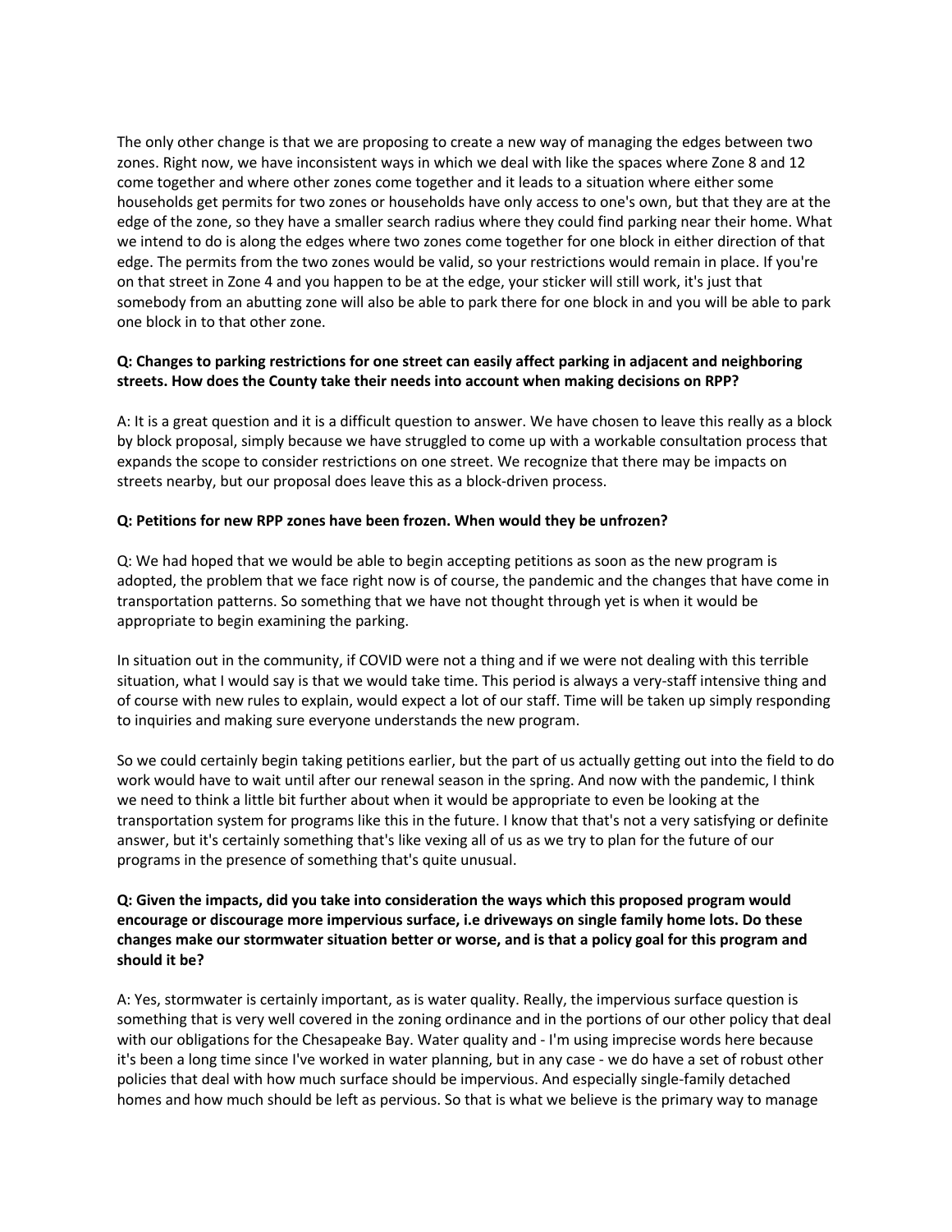The only other change is that we are proposing to create a new way of managing the edges between two zones. Right now, we have inconsistent ways in which we deal with like the spaces where Zone 8 and 12 come together and where other zones come together and it leads to a situation where either some households get permits for two zones or households have only access to one's own, but that they are at the edge of the zone, so they have a smaller search radius where they could find parking near their home. What we intend to do is along the edges where two zones come together for one block in either direction of that edge. The permits from the two zones would be valid, so your restrictions would remain in place. If you're on that street in Zone 4 and you happen to be at the edge, your sticker will still work, it's just that somebody from an abutting zone will also be able to park there for one block in and you will be able to park one block in to that other zone.

**Q: Changes to parking restrictions for one street can easily affect parking in adjacent and neighboring streets. How does the County take their needs into account when making decisions on RPP?**

A: It is a great question and it is a difficult question to answer. We have chosen to leave this really as a block by block proposal, simply because we have struggled to come up with a workable consultation process that expands the scope to consider restrictions on one street. We recognize that there may be impacts on streets nearby, but our proposal does leave this as a block-driven process.

**Q: Petitions for new RPP zones have been frozen. When would they be unfrozen?**

Q: We had hoped that we would be able to begin accepting petitions as soon as the new program is adopted, the problem that we face right now is of course, the pandemic and the changes that have come in transportation patterns. So something that we have not thought through yet is when it would be appropriate to begin examining the parking.

In situation out in the community, if COVID were not a thing and if we were not dealing with this terrible situation, what I would say is that we would take time. This period is always a very-staff intensive thing and of course with new rules to explain, would expect a lot of our staff. Time will be taken up simply responding to inquiries and making sure everyone understands the new program.

So we could certainly begin taking petitions earlier, but the part of us actually getting out into the field to do work would have to wait until after our renewal season in the spring. And now with the pandemic, I think we need to think a little bit further about when it would be appropriate to even be looking at the transportation system for programs like this in the future. I know that that's not a very satisfying or definite answer, but it's certainly something that's like vexing all of us as we try to plan for the future of our programs in the presence of something that's quite unusual.

**Q: Given the impacts, did you take into consideration the ways which this proposed program would encourage or discourage more impervious surface, i.e driveways on single family home lots. Do these changes make our stormwater situation better or worse, and is that a policy goal for this program and should it be?**

A: Yes, stormwater is certainly important, as is water quality. Really, the impervious surface question is something that is very well covered in the zoning ordinance and in the portions of our other policy that deal with our obligations for the Chesapeake Bay. Water quality and - I'm using imprecise words here because it's been a long time since I've worked in water planning, but in any case - we do have a set of robust other policies that deal with how much surface should be impervious. And especially single-family detached homes and how much should be left as pervious. So that is what we believe is the primary way to manage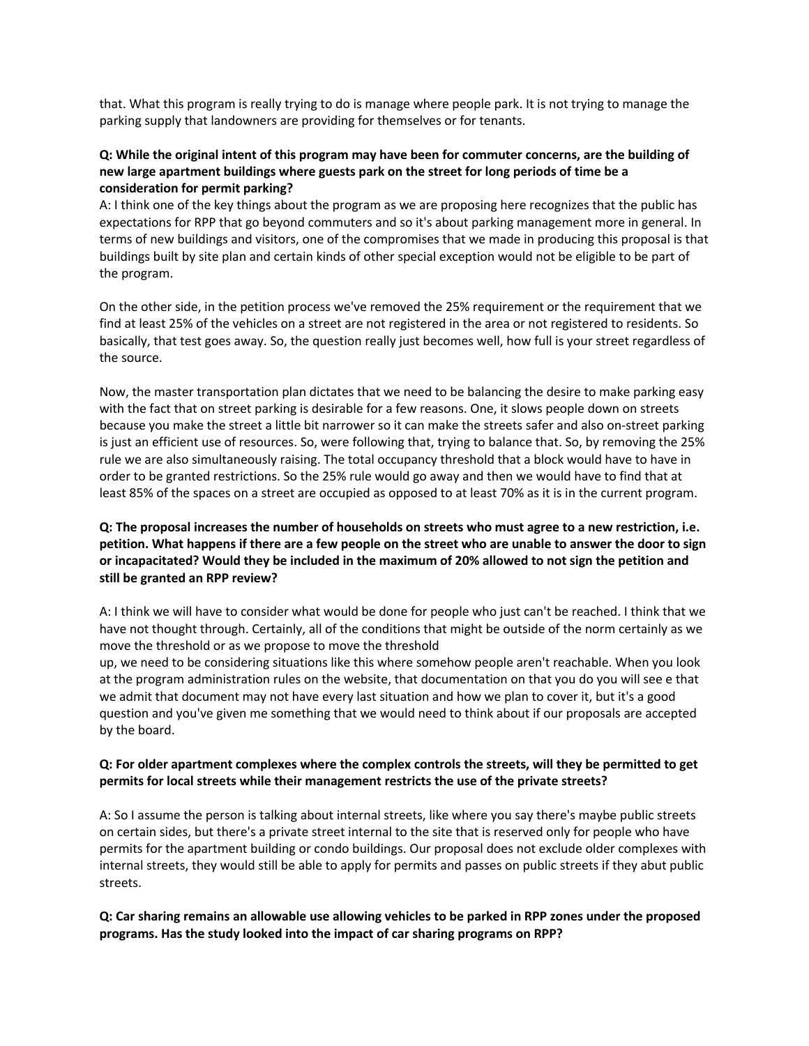that. What this program is really trying to do is manage where people park. It is not trying to manage the parking supply that landowners are providing for themselves or for tenants.

**Q: While the original intent of this program may have been for commuter concerns, are the building of new large apartment buildings where guests park on the street for long periods of time be a consideration for permit parking?**

A: I think one of the key things about the program as we are proposing here recognizes that the public has expectations for RPP that go beyond commuters and so it's about parking management more in general. In terms of new buildings and visitors, one of the compromises that we made in producing this proposal is that buildings built by site plan and certain kinds of other special exception would not be eligible to be part of the program.

On the other side, in the petition process we've removed the 25% requirement or the requirement that we find at least 25% of the vehicles on a street are not registered in the area or not registered to residents. So basically, that test goes away. So, the question really just becomes well, how full is your street regardless of the source.

Now, the master transportation plan dictates that we need to be balancing the desire to make parking easy with the fact that on street parking is desirable for a few reasons. One, it slows people down on streets because you make the street a little bit narrower so it can make the streets safer and also on-street parking is just an efficient use of resources. So, were following that, trying to balance that. So, by removing the 25% rule we are also simultaneously raising. The total occupancy threshold that a block would have to have in order to be granted restrictions. So the 25% rule would go away and then we would have to find that at least 85% of the spaces on a street are occupied as opposed to at least 70% as it is in the current program.

**Q: The proposal increases the number of households on streets who must agree to a new restriction, i.e. petition. What happens if there are a few people on the street who are unable to answer the door to sign or incapacitated? Would they be included in the maximum of 20% allowed to not sign the petition and still be granted an RPP review?**

A: I think we will have to consider what would be done for people who just can't be reached. I think that we have not thought through. Certainly, all of the conditions that might be outside of the norm certainly as we move the threshold or as we propose to move the threshold up, we need to be considering situations like this where somehow people aren't reachable. When you look at the program administration rules on the website, that documentation on that you do you will see e that we admit that document may not have every last situation and how we plan to cover it, but it's a good question and you've given me something that we would need to think about if our proposals are accepted by the board.

**Q: For older apartment complexes where the complex controls the streets, will they be permitted to get permits for local streets while their management restricts the use of the private streets?**

A: So I assume the person is talking about internal streets, like where you say there's maybe public streets on certain sides, but there's a private street internal to the site that is reserved only for people who have permits for the apartment building or condo buildings. Our proposal does not exclude older complexes with internal streets, they would still be able to apply for permits and passes on public streets if they abut public streets.

**Q: Car sharing remains an allowable use allowing vehicles to be parked in RPP zones under the proposed programs. Has the study looked into the impact of car sharing programs on RPP?**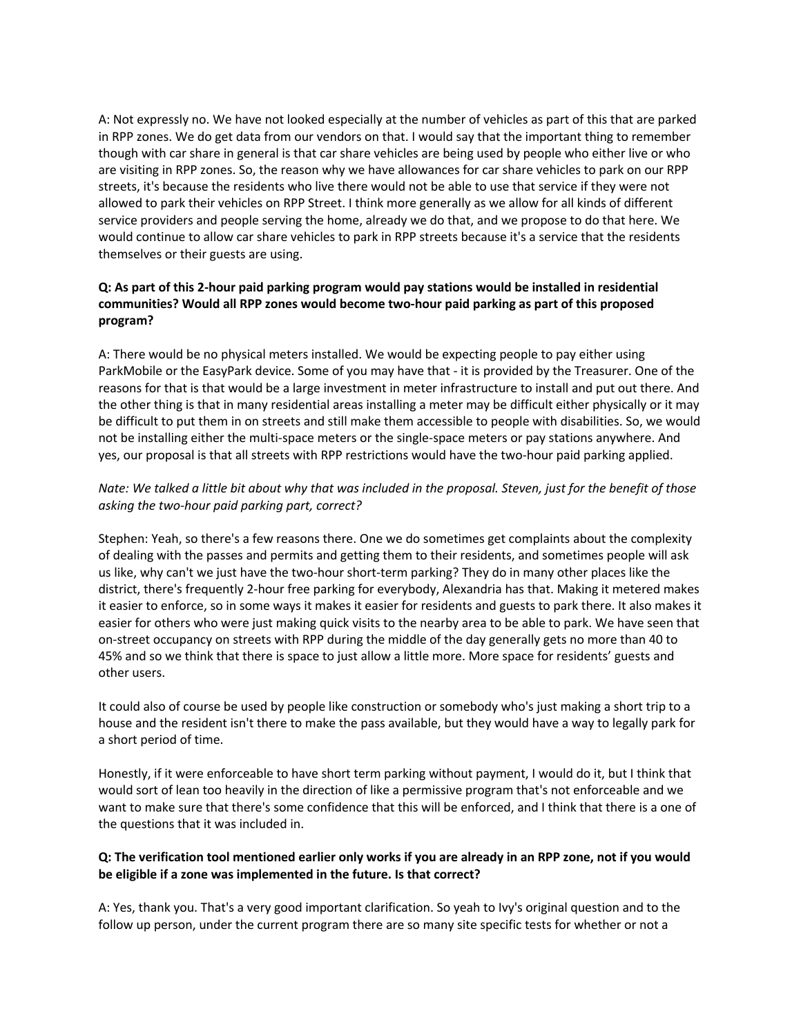A: Not expressly no. We have not looked especially at the number of vehicles as part of this that are parked in RPP zones. We do get data from our vendors on that. I would say that the important thing to remember though with car share in general is that car share vehicles are being used by people who either live or who are visiting in RPP zones. So, the reason why we have allowances for car share vehicles to park on our RPP streets, it's because the residents who live there would not be able to use that service if they were not allowed to park their vehicles on RPP Street. I think more generally as we allow for all kinds of different service providers and people serving the home, already we do that, and we propose to do that here. We would continue to allow car share vehicles to park in RPP streets because it's a service that the residents themselves or their guests are using.

**Q: As part of this 2-hour paid parking program would pay stations would be installed in residential communities? Would all RPP zones would become two-hour paid parking as part of this proposed program?**

A: There would be no physical meters installed. We would be expecting people to pay either using ParkMobile or the EasyPark device. Some of you may have that - it is provided by the Treasurer. One of the reasons for that is that would be a large investment in meter infrastructure to install and put out there. And the other thing is that in many residential areas installing a meter may be difficult either physically or it may be difficult to put them in on streets and still make them accessible to people with disabilities. So, we would not be installing either the multi-space meters or the single-space meters or pay stations anywhere. And yes, our proposal is that all streets with RPP restrictions would have the two-hour paid parking applied.

*Note: We talked a little bit about why that was included in the proposal. Steven, just for the benefit of those asking the two-hour paid parking part, correct?*

Stephen: Yeah, so there's a few reasons there. One we do sometimes get complaints about the complexity of dealing with the passes and permits and getting them to their residents, and sometimes people will ask us like, why can't we just have the two-hour short-term parking? They do in many other places like the district, there's frequently 2-hour free parking for everybody, Alexandria has that. Making it metered makes it easier to enforce, so in some ways it makes it easier for residents and guests to park there. It also makes it easier for others who were just making quick visits to the nearby area to be able to park. We have seen that on-street occupancy on streets with RPP during the middle of the day generally gets no more than 40 to 45% and so we think that there is space to just allow a little more. More space for residents' guests and other users.

It could also of course be used by people like construction or somebody who's just making a short trip to a house and the resident isn't there to make the pass available, but they would have a way to legally park for a short period of time.

Honestly, if it were enforceable to have short term parking without payment, I would do it, but I think that would sort of lean too heavily in the direction of like a permissive program that's not enforceable and we want to make sure that there's some confidence that this will be enforced, and I think that there is a one of the questions that it was included in.

**Q: The verification tool mentioned earlier only works if you are already in an RPP zone, not if you would be eligible if a zone was implemented in the future. Is that correct?**

A: Yes, thank you. That's a very good important clarification. So yeah to Ivy's original question and to the follow up person, under the current program there are so many site specific tests for whether or not a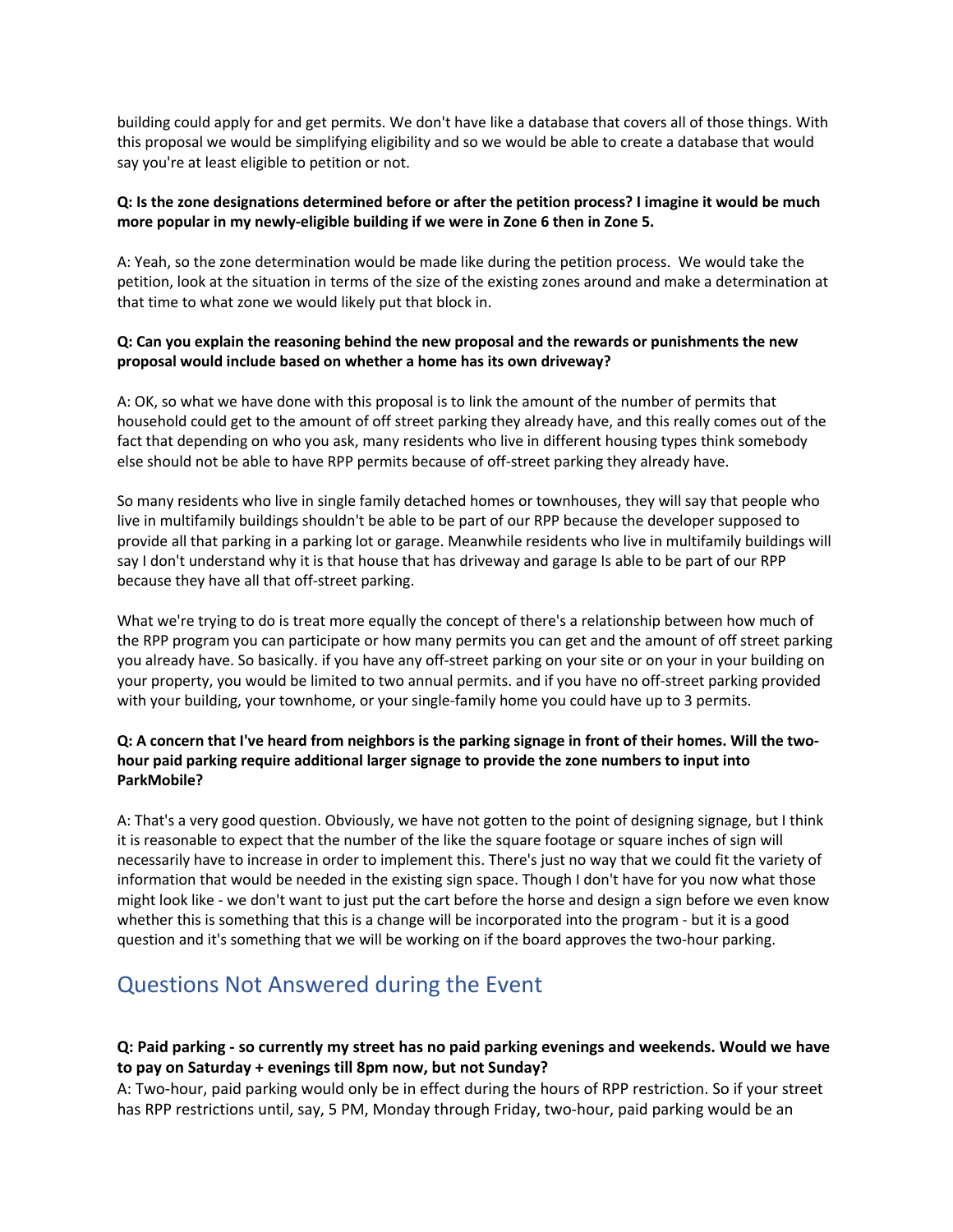building could apply for and get permits. We don't have like a database that covers all of those things. With this proposal we would be simplifying eligibility and so we would be able to create a database that would say you're at least eligible to petition or not.

**Q: Is the zone designations determined before or after the petition process? I imagine it would be much more popular in my newly-eligible building if we were in Zone 6 then in Zone 5.**

A: Yeah, so the zone determination would be made like during the petition process. We would take the petition, look at the situation in terms of the size of the existing zones around and make a determination at that time to what zone we would likely put that block in.

**Q: Can you explain the reasoning behind the new proposal and the rewards or punishments the new proposal would include based on whether a home has its own driveway?**

A: OK, so what we have done with this proposal is to link the amount of the number of permits that household could get to the amount of off street parking they already have, and this really comes out of the fact that depending on who you ask, many residents who live in different housing types think somebody else should not be able to have RPP permits because of off-street parking they already have.

So many residents who live in single family detached homes or townhouses, they will say that people who live in multifamily buildings shouldn't be able to be part of our RPP because the developer supposed to provide all that parking in a parking lot or garage. Meanwhile residents who live in multifamily buildings will say I don't understand why it is that house that has driveway and garage Is able to be part of our RPP because they have all that off-street parking.

What we're trying to do is treat more equally the concept of there's a relationship between how much of the RPP program you can participate or how many permits you can get and the amount of off street parking you already have. So basically. if you have any off-street parking on your site or on your in your building on your property, you would be limited to two annual permits. and if you have no off-street parking provided with your building, your townhome, or your single-family home you could have up to 3 permits.

**Q: A concern that I've heard from neighbors is the parking signage in front of their homes. Will the two-hour paid parking require additional larger signage to provide the zone numbers to input into ParkMobile?**

A: That's a very good question. Obviously, we have not gotten to the point of designing signage, but I think it is reasonable to expect that the number of the like the square footage or square inches of sign will necessarily have to increase in order to implement this. There's just no way that we could fit the variety of information that would be needed in the existing sign space. Though I don't have for you now what those might look like - we don't want to just put the cart before the horse and design a sign before we even know whether this is something that this is a change will be incorporated into the program - but it is a good question and it's something that we will be working on if the board approves the two-hour parking.

## Questions Not Answered during the Event

**Q: Paid parking - so currently my street has no paid parking evenings and weekends. Would we have to pay on Saturday + evenings till 8pm now, but not Sunday?**

A: Two-hour, paid parking would only be in effect during the hours of RPP restriction. So if your street has RPP restrictions until, say, 5 PM, Monday through Friday, two-hour, paid parking would be an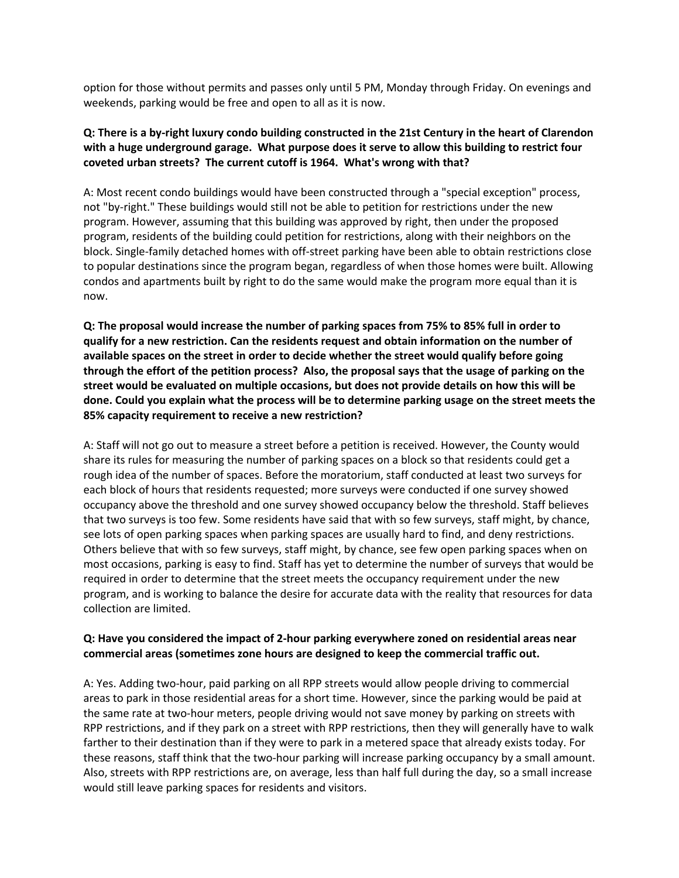option for those without permits and passes only until 5 PM, Monday through Friday. On evenings and weekends, parking would be free and open to all as it is now.

**Q: There is a by-right luxury condo building constructed in the 21st Century in the heart of Clarendon with a huge underground garage. What purpose does it serve to allow this building to restrict four coveted urban streets? The current cutoff is 1964. What's wrong with that?**

A: Most recent condo buildings would have been constructed through a "special exception" process, not "by-right." These buildings would still not be able to petition for restrictions under the new program. However, assuming that this building was approved by right, then under the proposed program, residents of the building could petition for restrictions, along with their neighbors on the block. Single-family detached homes with off-street parking have been able to obtain restrictions close to popular destinations since the program began, regardless of when those homes were built. Allowing condos and apartments built by right to do the same would make the program more equal than it is now.

**Q: The proposal would increase the number of parking spaces from 75% to 85% full in order to qualify for a new restriction. Can the residents request and obtain information on the number of available spaces on the street in order to decide whether the street would qualify before going through the effort of the petition process? Also, the proposal says that the usage of parking on the street would be evaluated on multiple occasions, but does not provide details on how this will be done. Could you explain what the process will be to determine parking usage on the street meets the 85% capacity requirement to receive a new restriction?**

A: Staff will not go out to measure a street before a petition is received. However, the County would share its rules for measuring the number of parking spaces on a block so that residents could get a rough idea of the number of spaces. Before the moratorium, staff conducted at least two surveys for each block of hours that residents requested; more surveys were conducted if one survey showed occupancy above the threshold and one survey showed occupancy below the threshold. Staff believes that two surveys is too few. Some residents have said that with so few surveys, staff might, by chance, see lots of open parking spaces when parking spaces are usually hard to find, and deny restrictions. Others believe that with so few surveys, staff might, by chance, see few open parking spaces when on most occasions, parking is easy to find. Staff has yet to determine the number of surveys that would be required in order to determine that the street meets the occupancy requirement under the new program, and is working to balance the desire for accurate data with the reality that resources for data collection are limited.

**Q: Have you considered the impact of 2-hour parking everywhere zoned on residential areas near commercial areas (sometimes zone hours are designed to keep the commercial traffic out.**

A: Yes. Adding two-hour, paid parking on all RPP streets would allow people driving to commercial areas to park in those residential areas for a short time. However, since the parking would be paid at the same rate at two-hour meters, people driving would not save money by parking on streets with RPP restrictions, and if they park on a street with RPP restrictions, then they will generally have to walk farther to their destination than if they were to park in a metered space that already exists today. For these reasons, staff think that the two-hour parking will increase parking occupancy by a small amount. Also, streets with RPP restrictions are, on average, less than half full during the day, so a small increase would still leave parking spaces for residents and visitors.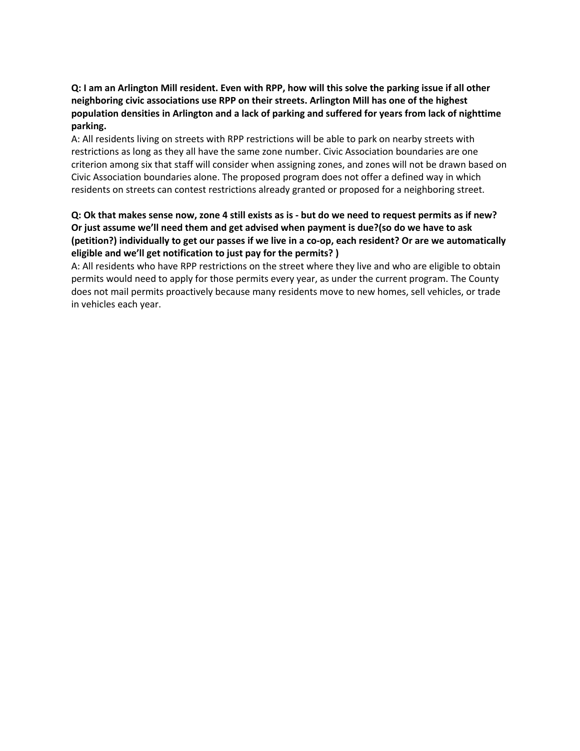**Q: I am an Arlington Mill resident. Even with RPP, how will this solve the parking issue if all other neighboring civic associations use RPP on their streets. Arlington Mill has one of the highest population densities in Arlington and a lack of parking and suffered for years from lack of nighttime parking.**

A: All residents living on streets with RPP restrictions will be able to park on nearby streets with restrictions as long as they all have the same zone number. Civic Association boundaries are one criterion among six that staff will consider when assigning zones, and zones will not be drawn based on Civic Association boundaries alone. The proposed program does not offer a defined way in which residents on streets can contest restrictions already granted or proposed for a neighboring street.

**Q: Ok that makes sense now, zone 4 still exists as is - but do we need to request permits as if new? Or just assume we'll need them and get advised when payment is due?(so do we have to ask (petition?) individually to get our passes if we live in a co-op, each resident? Or are we automatically eligible and we'll get notification to just pay for the permits? )**

A: All residents who have RPP restrictions on the street where they live and who are eligible to obtain permits would need to apply for those permits every year, as under the current program. The County does not mail permits proactively because many residents move to new homes, sell vehicles, or trade in vehicles each year.